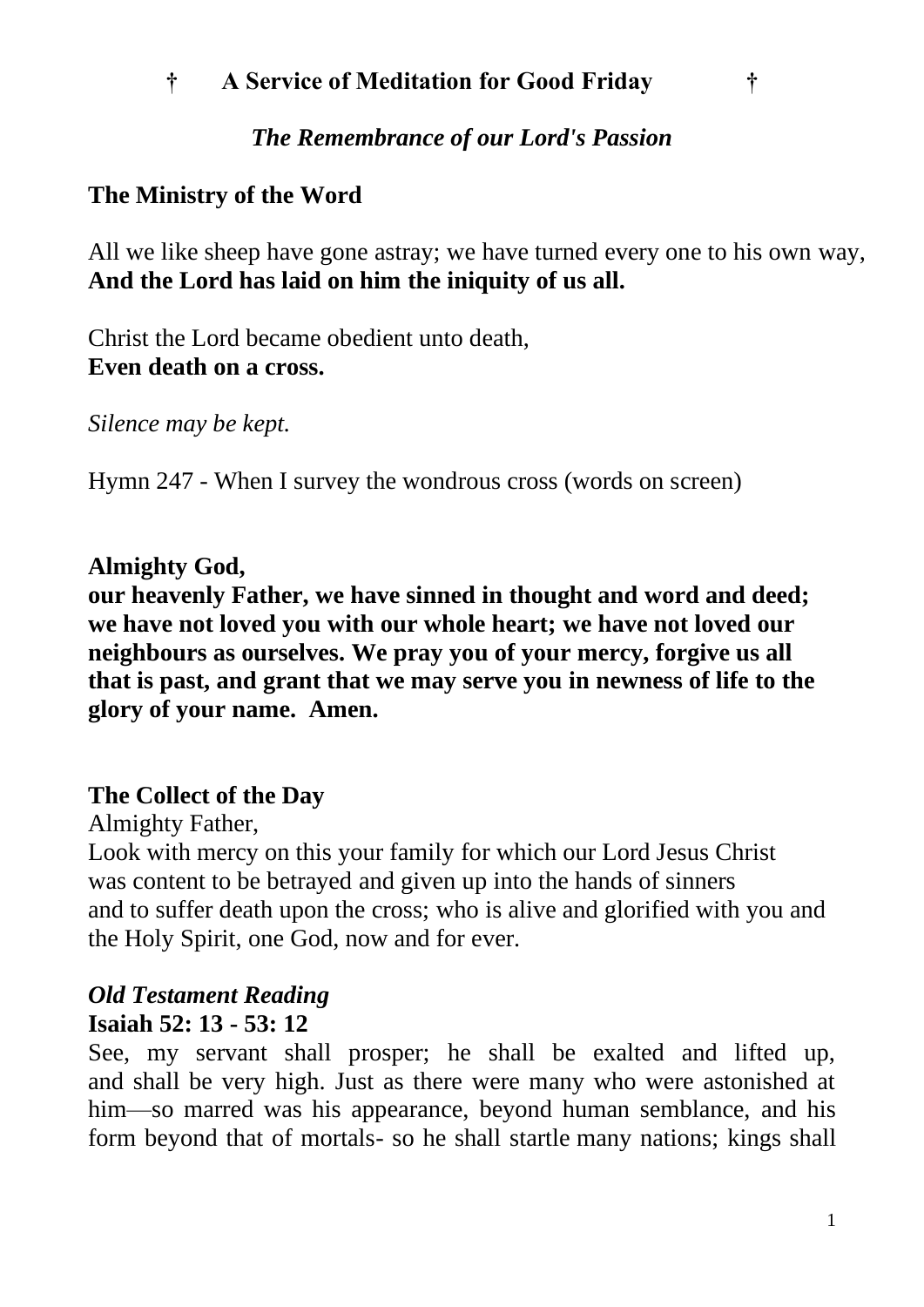# † A Service of Meditation for Good Friday †

## *The Remembrance of our Lord's Passion*

### The Ministry of the Word

All we like sheep have gone astray; we have turned every one to his own way,
**And the Lord has laid on him the iniquity of us all.**

Christ the Lord became obedient unto death,
**Even death on a cross.**

*Silence may be kept.*

Hymn 247 - When I survey the wondrous cross (words on screen)

**Almighty God,**
**our heavenly Father, we have sinned in thought and word and deed; we have not loved you with our whole heart; we have not loved our neighbours as ourselves. We pray you of your mercy, forgive us all that is past, and grant that we may serve you in newness of life to the glory of your name. Amen.**

### The Collect of the Day

Almighty Father,
Look with mercy on this your family for which our Lord Jesus Christ was content to be betrayed and given up into the hands of sinners and to suffer death upon the cross; who is alive and glorified with you and the Holy Spirit, one God, now and for ever.

### *Old Testament Reading*

**Isaiah 52: 13 - 53: 12**

See, my servant shall prosper; he shall be exalted and lifted up, and shall be very high. Just as there were many who were astonished at him—so marred was his appearance, beyond human semblance, and his form beyond that of mortals- so he shall startle many nations; kings shall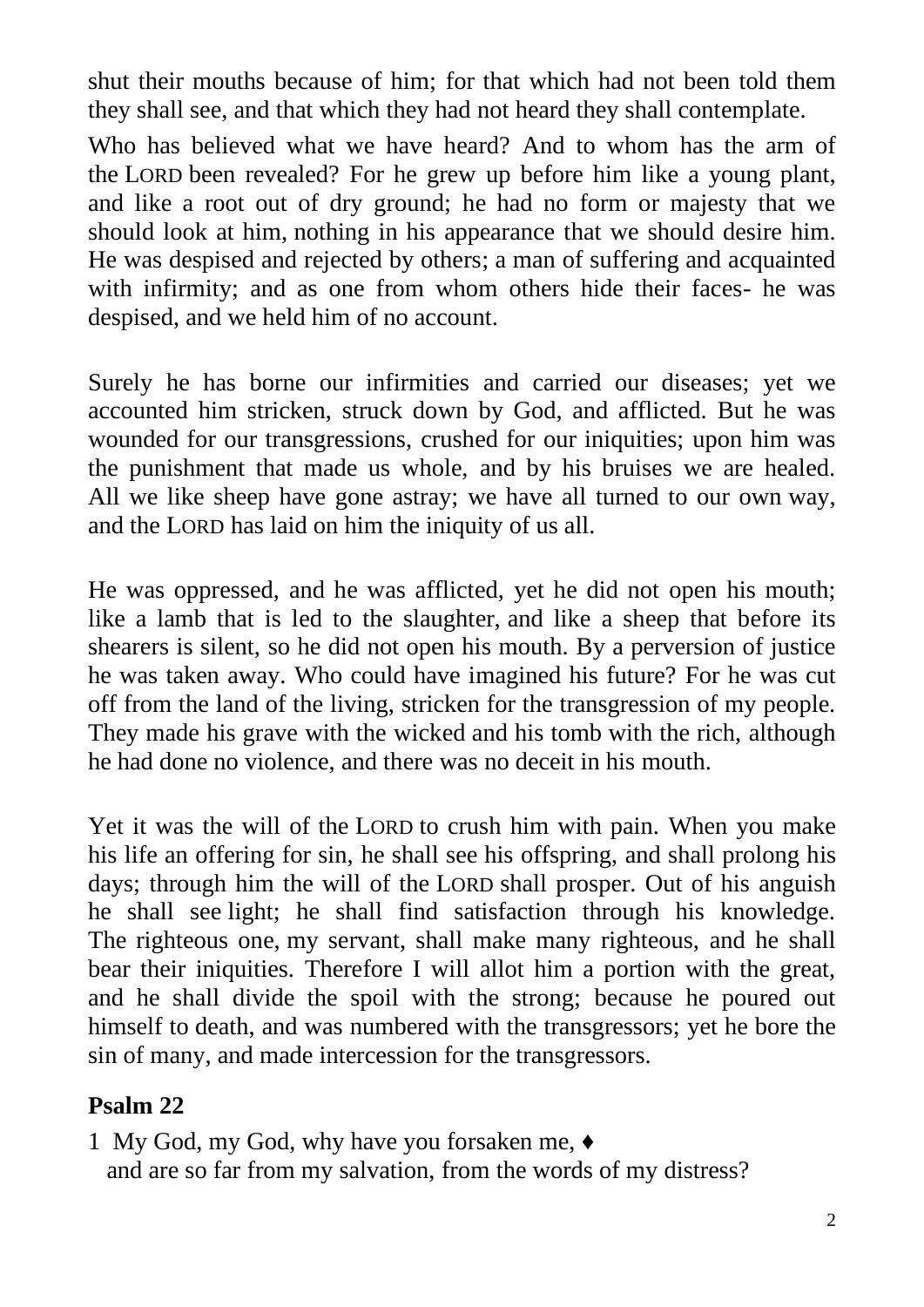shut their mouths because of him; for that which had not been told them they shall see, and that which they had not heard they shall contemplate.

Who has believed what we have heard? And to whom has the arm of the LORD been revealed? For he grew up before him like a young plant, and like a root out of dry ground; he had no form or majesty that we should look at him, nothing in his appearance that we should desire him. He was despised and rejected by others; a man of suffering and acquainted with infirmity; and as one from whom others hide their faces- he was despised, and we held him of no account.

Surely he has borne our infirmities and carried our diseases; yet we accounted him stricken, struck down by God, and afflicted. But he was wounded for our transgressions, crushed for our iniquities; upon him was the punishment that made us whole, and by his bruises we are healed. All we like sheep have gone astray; we have all turned to our own way, and the LORD has laid on him the iniquity of us all.

He was oppressed, and he was afflicted, yet he did not open his mouth; like a lamb that is led to the slaughter, and like a sheep that before its shearers is silent, so he did not open his mouth. By a perversion of justice he was taken away. Who could have imagined his future? For he was cut off from the land of the living, stricken for the transgression of my people. They made his grave with the wicked and his tomb with the rich, although he had done no violence, and there was no deceit in his mouth.

Yet it was the will of the LORD to crush him with pain. When you make his life an offering for sin, he shall see his offspring, and shall prolong his days; through him the will of the LORD shall prosper. Out of his anguish he shall see light; he shall find satisfaction through his knowledge. The righteous one, my servant, shall make many righteous, and he shall bear their iniquities. Therefore I will allot him a portion with the great, and he shall divide the spoil with the strong; because he poured out himself to death, and was numbered with the transgressors; yet he bore the sin of many, and made intercession for the transgressors.

**Psalm 22**

1 My God, my God, why have you forsaken me, ♦
 and are so far from my salvation, from the words of my distress?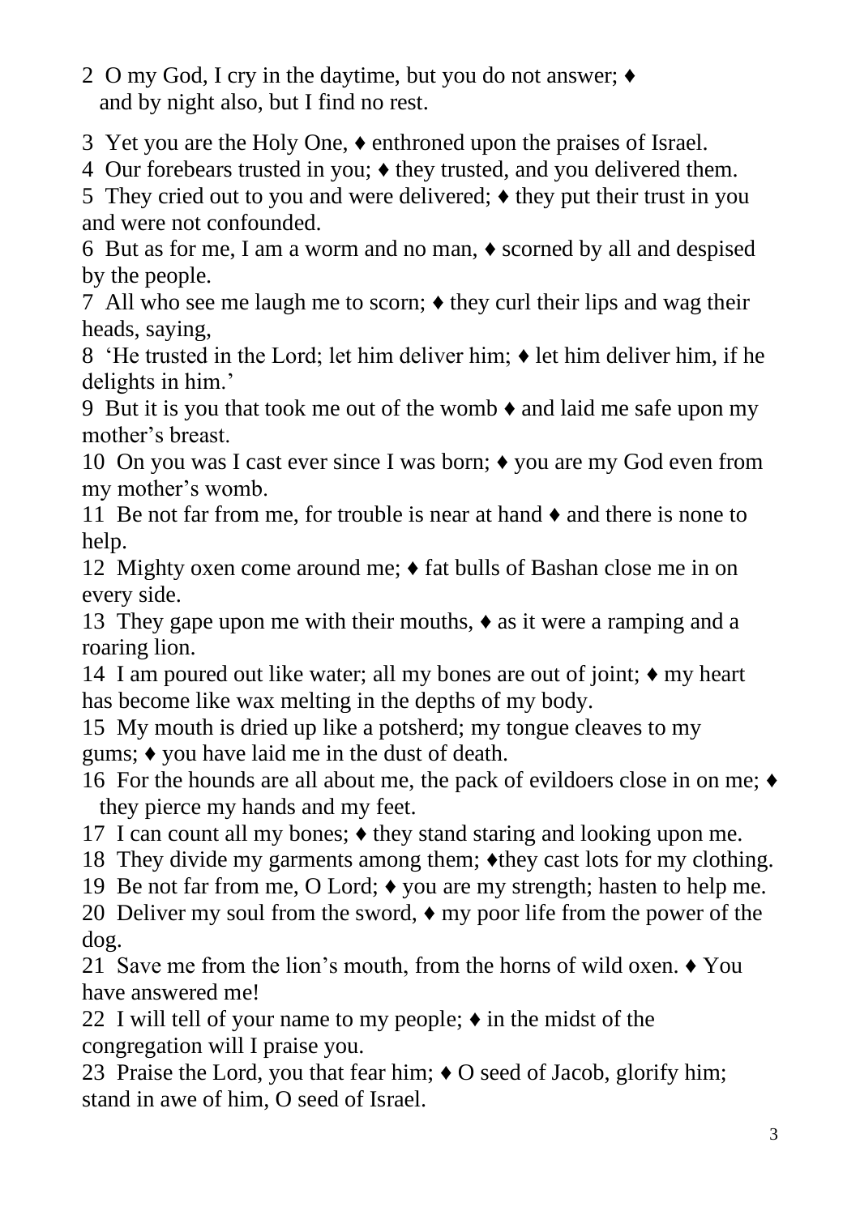2 O my God, I cry in the daytime, but you do not answer; ♦
and by night also, but I find no rest.

3 Yet you are the Holy One, ♦ enthroned upon the praises of Israel.

4 Our forebears trusted in you; ♦ they trusted, and you delivered them.

5 They cried out to you and were delivered; ♦ they put their trust in you and were not confounded.

6 But as for me, I am a worm and no man, ♦ scorned by all and despised by the people.

7 All who see me laugh me to scorn; ♦ they curl their lips and wag their heads, saying,

8 'He trusted in the Lord; let him deliver him; ♦ let him deliver him, if he delights in him.'

9 But it is you that took me out of the womb ♦ and laid me safe upon my mother's breast.

10 On you was I cast ever since I was born; ♦ you are my God even from my mother's womb.

11 Be not far from me, for trouble is near at hand ♦ and there is none to help.

12 Mighty oxen come around me; ♦ fat bulls of Bashan close me in on every side.

13 They gape upon me with their mouths, ♦ as it were a ramping and a roaring lion.

14 I am poured out like water; all my bones are out of joint; ♦ my heart has become like wax melting in the depths of my body.

15 My mouth is dried up like a potsherd; my tongue cleaves to my gums; ♦ you have laid me in the dust of death.

16 For the hounds are all about me, the pack of evildoers close in on me; ♦
they pierce my hands and my feet.

17 I can count all my bones; ♦ they stand staring and looking upon me.

18 They divide my garments among them; ♦they cast lots for my clothing.

19 Be not far from me, O Lord; ♦ you are my strength; hasten to help me.

20 Deliver my soul from the sword, ♦ my poor life from the power of the dog.

21 Save me from the lion's mouth, from the horns of wild oxen. ♦ You have answered me!

22 I will tell of your name to my people; ♦ in the midst of the congregation will I praise you.

23 Praise the Lord, you that fear him; ♦ O seed of Jacob, glorify him; stand in awe of him, O seed of Israel.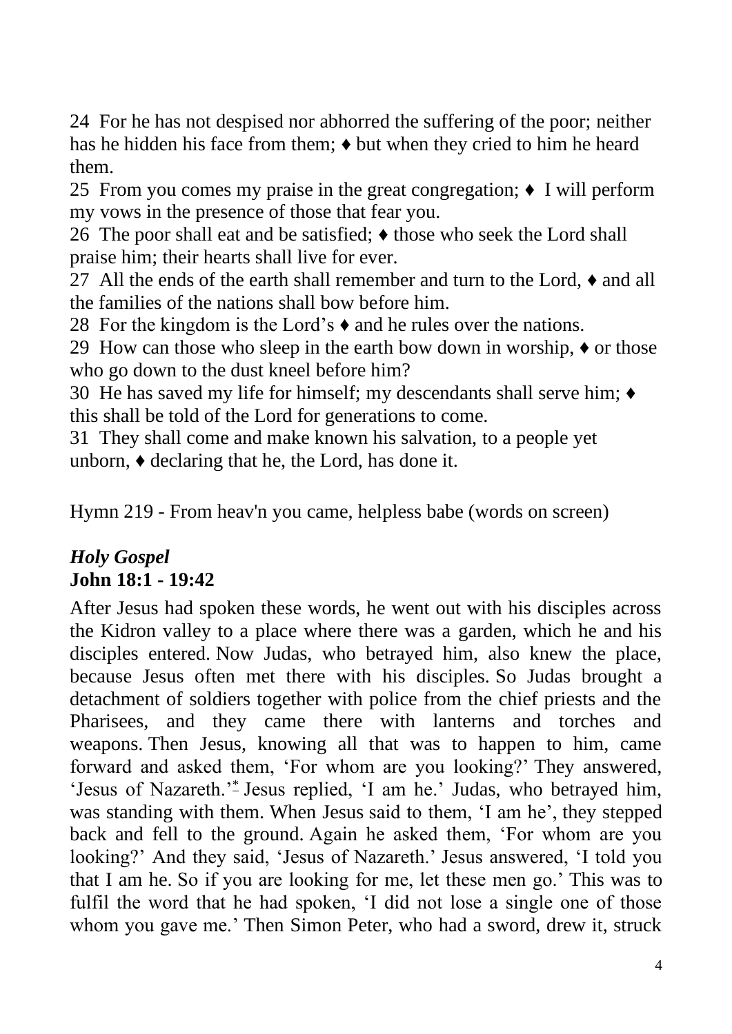24 For he has not despised nor abhorred the suffering of the poor; neither has he hidden his face from them; ♦ but when they cried to him he heard them.

25 From you comes my praise in the great congregation; ♦ I will perform my vows in the presence of those that fear you.

26 The poor shall eat and be satisfied; ♦ those who seek the Lord shall praise him; their hearts shall live for ever.

27 All the ends of the earth shall remember and turn to the Lord, ♦ and all the families of the nations shall bow before him.

28 For the kingdom is the Lord's ♦ and he rules over the nations.

29 How can those who sleep in the earth bow down in worship, ♦ or those who go down to the dust kneel before him?

30 He has saved my life for himself; my descendants shall serve him; ♦ this shall be told of the Lord for generations to come.

31 They shall come and make known his salvation, to a people yet unborn, ♦ declaring that he, the Lord, has done it.

Hymn 219 - From heav'n you came, helpless babe (words on screen)

***Holy Gospel***
**John 18:1 - 19:42**

After Jesus had spoken these words, he went out with his disciples across the Kidron valley to a place where there was a garden, which he and his disciples entered. Now Judas, who betrayed him, also knew the place, because Jesus often met there with his disciples. So Judas brought a detachment of soldiers together with police from the chief priests and the Pharisees, and they came there with lanterns and torches and weapons. Then Jesus, knowing all that was to happen to him, came forward and asked them, 'For whom are you looking?' They answered, 'Jesus of Nazareth.'* Jesus replied, 'I am he.' Judas, who betrayed him, was standing with them. When Jesus said to them, 'I am he', they stepped back and fell to the ground. Again he asked them, 'For whom are you looking?' And they said, 'Jesus of Nazareth.' Jesus answered, 'I told you that I am he. So if you are looking for me, let these men go.' This was to fulfil the word that he had spoken, 'I did not lose a single one of those whom you gave me.' Then Simon Peter, who had a sword, drew it, struck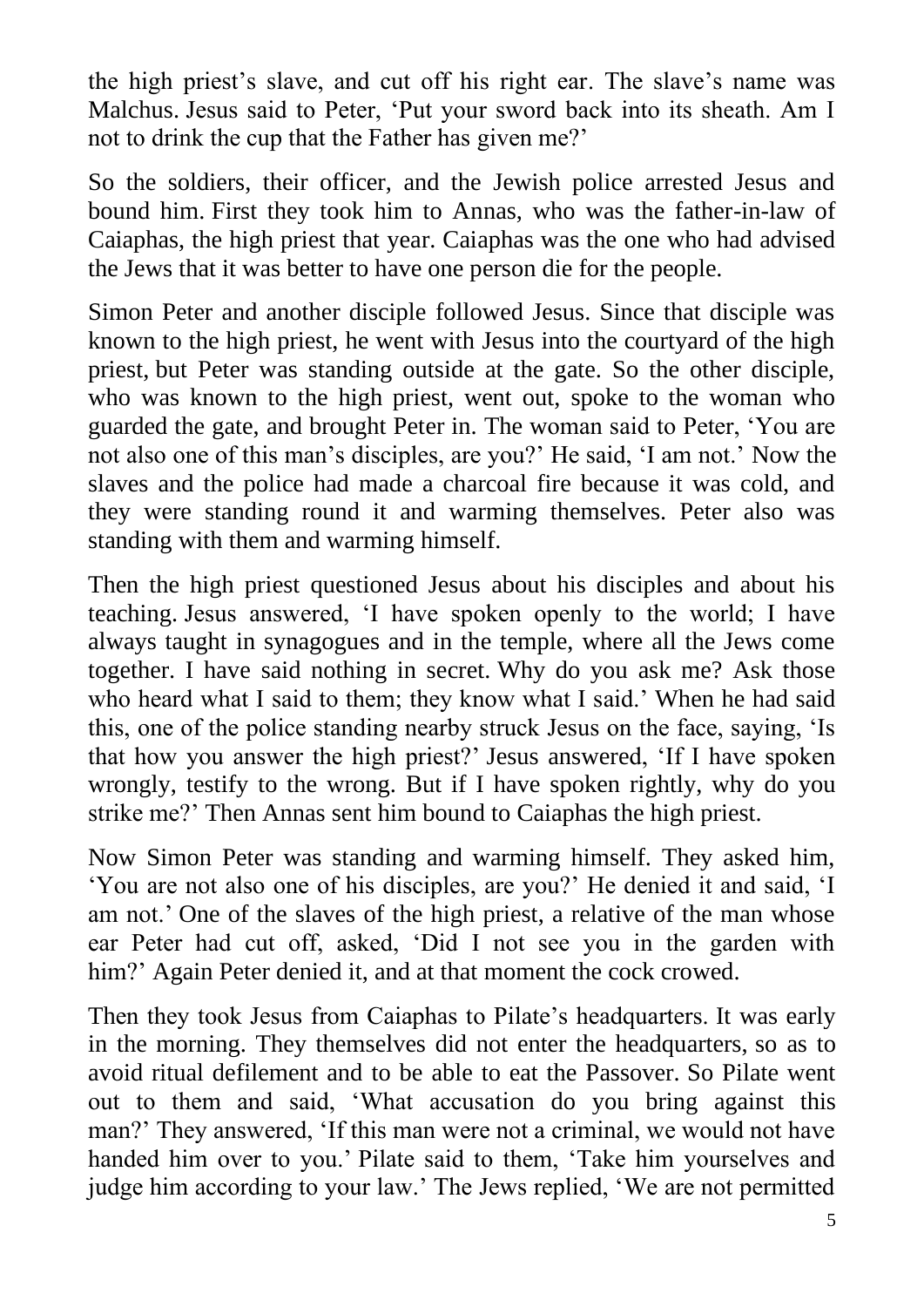the high priest's slave, and cut off his right ear. The slave's name was Malchus. Jesus said to Peter, 'Put your sword back into its sheath. Am I not to drink the cup that the Father has given me?'

So the soldiers, their officer, and the Jewish police arrested Jesus and bound him. First they took him to Annas, who was the father-in-law of Caiaphas, the high priest that year. Caiaphas was the one who had advised the Jews that it was better to have one person die for the people.

Simon Peter and another disciple followed Jesus. Since that disciple was known to the high priest, he went with Jesus into the courtyard of the high priest, but Peter was standing outside at the gate. So the other disciple, who was known to the high priest, went out, spoke to the woman who guarded the gate, and brought Peter in. The woman said to Peter, 'You are not also one of this man's disciples, are you?' He said, 'I am not.' Now the slaves and the police had made a charcoal fire because it was cold, and they were standing round it and warming themselves. Peter also was standing with them and warming himself.

Then the high priest questioned Jesus about his disciples and about his teaching. Jesus answered, 'I have spoken openly to the world; I have always taught in synagogues and in the temple, where all the Jews come together. I have said nothing in secret. Why do you ask me? Ask those who heard what I said to them; they know what I said.' When he had said this, one of the police standing nearby struck Jesus on the face, saying, 'Is that how you answer the high priest?' Jesus answered, 'If I have spoken wrongly, testify to the wrong. But if I have spoken rightly, why do you strike me?' Then Annas sent him bound to Caiaphas the high priest.

Now Simon Peter was standing and warming himself. They asked him, 'You are not also one of his disciples, are you?' He denied it and said, 'I am not.' One of the slaves of the high priest, a relative of the man whose ear Peter had cut off, asked, 'Did I not see you in the garden with him?' Again Peter denied it, and at that moment the cock crowed.

Then they took Jesus from Caiaphas to Pilate's headquarters. It was early in the morning. They themselves did not enter the headquarters, so as to avoid ritual defilement and to be able to eat the Passover. So Pilate went out to them and said, 'What accusation do you bring against this man?' They answered, 'If this man were not a criminal, we would not have handed him over to you.' Pilate said to them, 'Take him yourselves and judge him according to your law.' The Jews replied, 'We are not permitted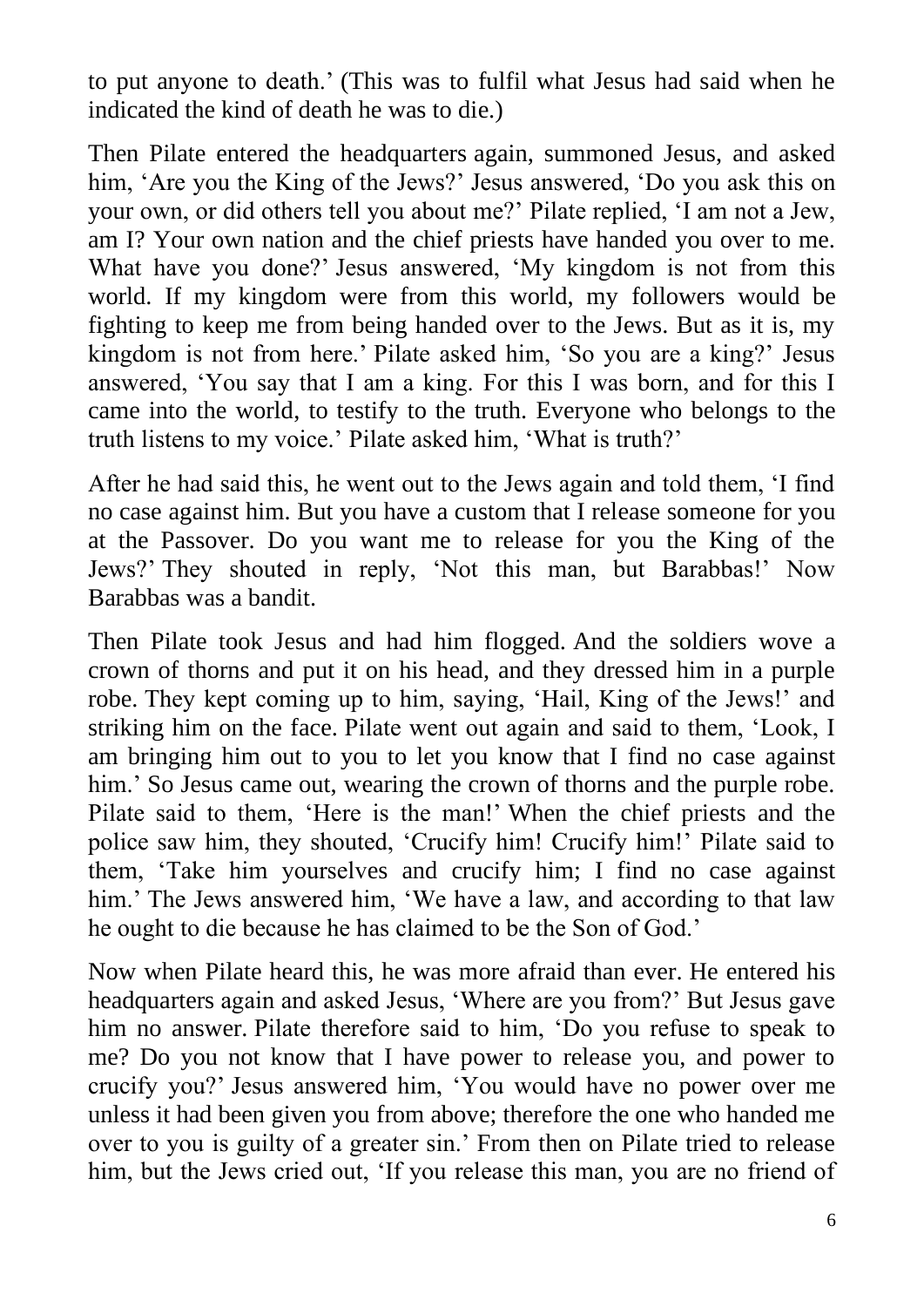to put anyone to death.' (This was to fulfil what Jesus had said when he indicated the kind of death he was to die.)

Then Pilate entered the headquarters again, summoned Jesus, and asked him, 'Are you the King of the Jews?' Jesus answered, 'Do you ask this on your own, or did others tell you about me?' Pilate replied, 'I am not a Jew, am I? Your own nation and the chief priests have handed you over to me. What have you done?' Jesus answered, 'My kingdom is not from this world. If my kingdom were from this world, my followers would be fighting to keep me from being handed over to the Jews. But as it is, my kingdom is not from here.' Pilate asked him, 'So you are a king?' Jesus answered, 'You say that I am a king. For this I was born, and for this I came into the world, to testify to the truth. Everyone who belongs to the truth listens to my voice.' Pilate asked him, 'What is truth?'

After he had said this, he went out to the Jews again and told them, 'I find no case against him. But you have a custom that I release someone for you at the Passover. Do you want me to release for you the King of the Jews?' They shouted in reply, 'Not this man, but Barabbas!' Now Barabbas was a bandit.

Then Pilate took Jesus and had him flogged. And the soldiers wove a crown of thorns and put it on his head, and they dressed him in a purple robe. They kept coming up to him, saying, 'Hail, King of the Jews!' and striking him on the face. Pilate went out again and said to them, 'Look, I am bringing him out to you to let you know that I find no case against him.' So Jesus came out, wearing the crown of thorns and the purple robe. Pilate said to them, 'Here is the man!' When the chief priests and the police saw him, they shouted, 'Crucify him! Crucify him!' Pilate said to them, 'Take him yourselves and crucify him; I find no case against him.' The Jews answered him, 'We have a law, and according to that law he ought to die because he has claimed to be the Son of God.'

Now when Pilate heard this, he was more afraid than ever. He entered his headquarters again and asked Jesus, 'Where are you from?' But Jesus gave him no answer. Pilate therefore said to him, 'Do you refuse to speak to me? Do you not know that I have power to release you, and power to crucify you?' Jesus answered him, 'You would have no power over me unless it had been given you from above; therefore the one who handed me over to you is guilty of a greater sin.' From then on Pilate tried to release him, but the Jews cried out, 'If you release this man, you are no friend of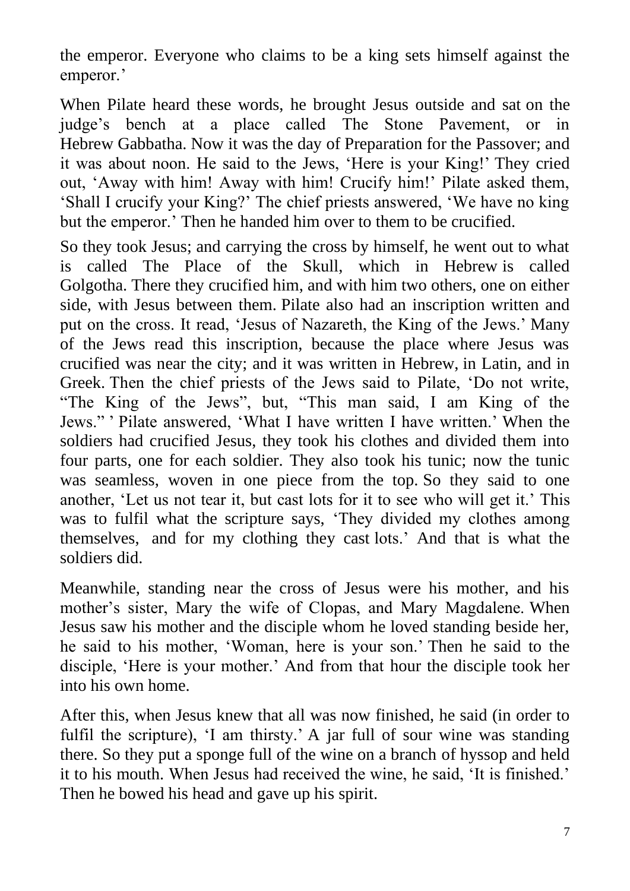the emperor. Everyone who claims to be a king sets himself against the emperor.'

When Pilate heard these words, he brought Jesus outside and sat on the judge's bench at a place called The Stone Pavement, or in Hebrew Gabbatha. Now it was the day of Preparation for the Passover; and it was about noon. He said to the Jews, 'Here is your King!' They cried out, 'Away with him! Away with him! Crucify him!' Pilate asked them, 'Shall I crucify your King?' The chief priests answered, 'We have no king but the emperor.' Then he handed him over to them to be crucified.

So they took Jesus; and carrying the cross by himself, he went out to what is called The Place of the Skull, which in Hebrew is called Golgotha. There they crucified him, and with him two others, one on either side, with Jesus between them. Pilate also had an inscription written and put on the cross. It read, 'Jesus of Nazareth, the King of the Jews.' Many of the Jews read this inscription, because the place where Jesus was crucified was near the city; and it was written in Hebrew, in Latin, and in Greek. Then the chief priests of the Jews said to Pilate, 'Do not write, "The King of the Jews", but, "This man said, I am King of the Jews." ' Pilate answered, 'What I have written I have written.' When the soldiers had crucified Jesus, they took his clothes and divided them into four parts, one for each soldier. They also took his tunic; now the tunic was seamless, woven in one piece from the top. So they said to one another, 'Let us not tear it, but cast lots for it to see who will get it.' This was to fulfil what the scripture says, 'They divided my clothes among themselves, and for my clothing they cast lots.' And that is what the soldiers did.

Meanwhile, standing near the cross of Jesus were his mother, and his mother's sister, Mary the wife of Clopas, and Mary Magdalene. When Jesus saw his mother and the disciple whom he loved standing beside her, he said to his mother, 'Woman, here is your son.' Then he said to the disciple, 'Here is your mother.' And from that hour the disciple took her into his own home.

After this, when Jesus knew that all was now finished, he said (in order to fulfil the scripture), 'I am thirsty.' A jar full of sour wine was standing there. So they put a sponge full of the wine on a branch of hyssop and held it to his mouth. When Jesus had received the wine, he said, 'It is finished.' Then he bowed his head and gave up his spirit.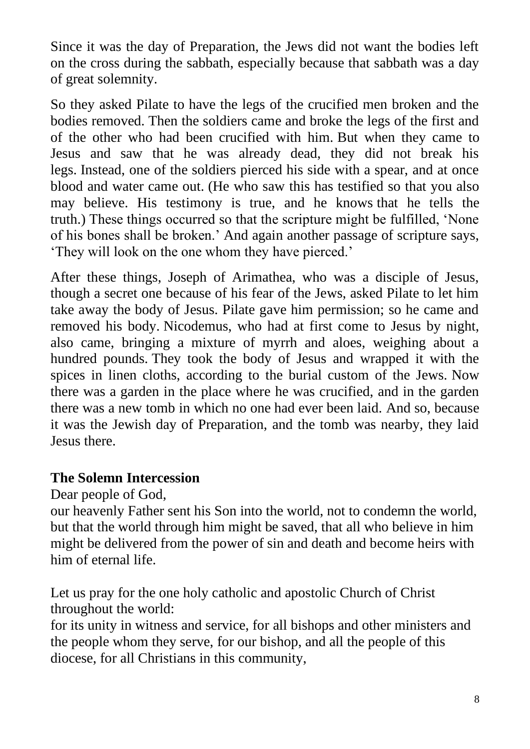Since it was the day of Preparation, the Jews did not want the bodies left on the cross during the sabbath, especially because that sabbath was a day of great solemnity.

So they asked Pilate to have the legs of the crucified men broken and the bodies removed. Then the soldiers came and broke the legs of the first and of the other who had been crucified with him. But when they came to Jesus and saw that he was already dead, they did not break his legs. Instead, one of the soldiers pierced his side with a spear, and at once blood and water came out. (He who saw this has testified so that you also may believe. His testimony is true, and he knows that he tells the truth.) These things occurred so that the scripture might be fulfilled, 'None of his bones shall be broken.' And again another passage of scripture says, 'They will look on the one whom they have pierced.'

After these things, Joseph of Arimathea, who was a disciple of Jesus, though a secret one because of his fear of the Jews, asked Pilate to let him take away the body of Jesus. Pilate gave him permission; so he came and removed his body. Nicodemus, who had at first come to Jesus by night, also came, bringing a mixture of myrrh and aloes, weighing about a hundred pounds. They took the body of Jesus and wrapped it with the spices in linen cloths, according to the burial custom of the Jews. Now there was a garden in the place where he was crucified, and in the garden there was a new tomb in which no one had ever been laid. And so, because it was the Jewish day of Preparation, and the tomb was nearby, they laid Jesus there.

**The Solemn Intercession**

Dear people of God,
our heavenly Father sent his Son into the world, not to condemn the world, but that the world through him might be saved, that all who believe in him might be delivered from the power of sin and death and become heirs with him of eternal life.

Let us pray for the one holy catholic and apostolic Church of Christ throughout the world:
for its unity in witness and service, for all bishops and other ministers and the people whom they serve, for our bishop, and all the people of this diocese, for all Christians in this community,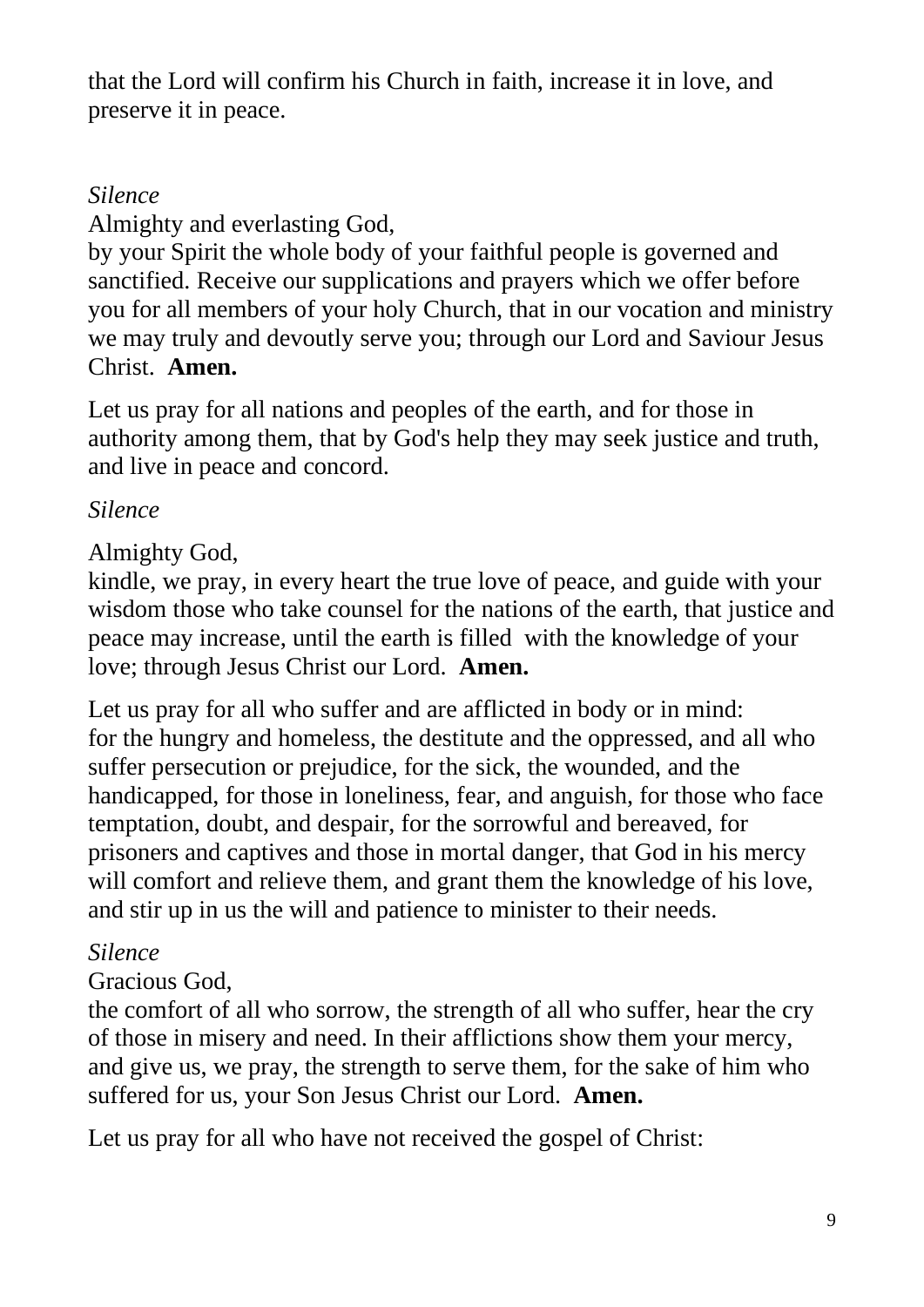that the Lord will confirm his Church in faith, increase it in love, and preserve it in peace.

*Silence*

Almighty and everlasting God,
by your Spirit the whole body of your faithful people is governed and sanctified. Receive our supplications and prayers which we offer before you for all members of your holy Church, that in our vocation and ministry we may truly and devoutly serve you; through our Lord and Saviour Jesus Christ. **Amen.**

Let us pray for all nations and peoples of the earth, and for those in authority among them, that by God's help they may seek justice and truth, and live in peace and concord.

*Silence*

Almighty God,
kindle, we pray, in every heart the true love of peace, and guide with your wisdom those who take counsel for the nations of the earth, that justice and peace may increase, until the earth is filled with the knowledge of your love; through Jesus Christ our Lord. **Amen.**

Let us pray for all who suffer and are afflicted in body or in mind:
for the hungry and homeless, the destitute and the oppressed, and all who suffer persecution or prejudice, for the sick, the wounded, and the handicapped, for those in loneliness, fear, and anguish, for those who face temptation, doubt, and despair, for the sorrowful and bereaved, for prisoners and captives and those in mortal danger, that God in his mercy will comfort and relieve them, and grant them the knowledge of his love, and stir up in us the will and patience to minister to their needs.

*Silence*

Gracious God,
the comfort of all who sorrow, the strength of all who suffer, hear the cry of those in misery and need. In their afflictions show them your mercy, and give us, we pray, the strength to serve them, for the sake of him who suffered for us, your Son Jesus Christ our Lord. **Amen.**

Let us pray for all who have not received the gospel of Christ: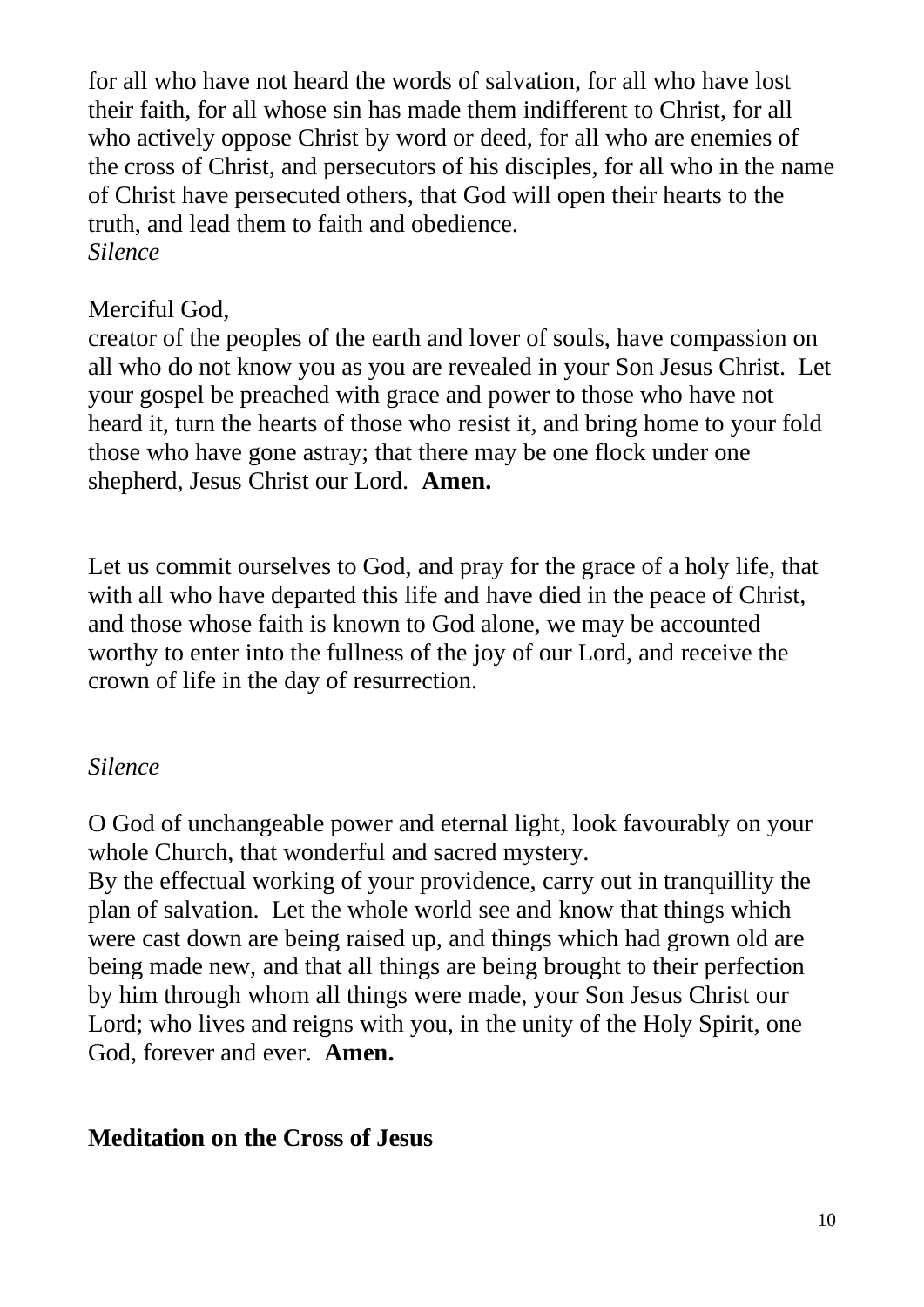for all who have not heard the words of salvation, for all who have lost their faith, for all whose sin has made them indifferent to Christ, for all who actively oppose Christ by word or deed, for all who are enemies of the cross of Christ, and persecutors of his disciples, for all who in the name of Christ have persecuted others, that God will open their hearts to the truth, and lead them to faith and obedience.
*Silence*

Merciful God,
creator of the peoples of the earth and lover of souls, have compassion on all who do not know you as you are revealed in your Son Jesus Christ. Let your gospel be preached with grace and power to those who have not heard it, turn the hearts of those who resist it, and bring home to your fold those who have gone astray; that there may be one flock under one shepherd, Jesus Christ our Lord. **Amen.**

Let us commit ourselves to God, and pray for the grace of a holy life, that with all who have departed this life and have died in the peace of Christ, and those whose faith is known to God alone, we may be accounted worthy to enter into the fullness of the joy of our Lord, and receive the crown of life in the day of resurrection.

*Silence*

O God of unchangeable power and eternal light, look favourably on your whole Church, that wonderful and sacred mystery.
By the effectual working of your providence, carry out in tranquillity the plan of salvation. Let the whole world see and know that things which were cast down are being raised up, and things which had grown old are being made new, and that all things are being brought to their perfection by him through whom all things were made, your Son Jesus Christ our Lord; who lives and reigns with you, in the unity of the Holy Spirit, one God, forever and ever. **Amen.**

**Meditation on the Cross of Jesus**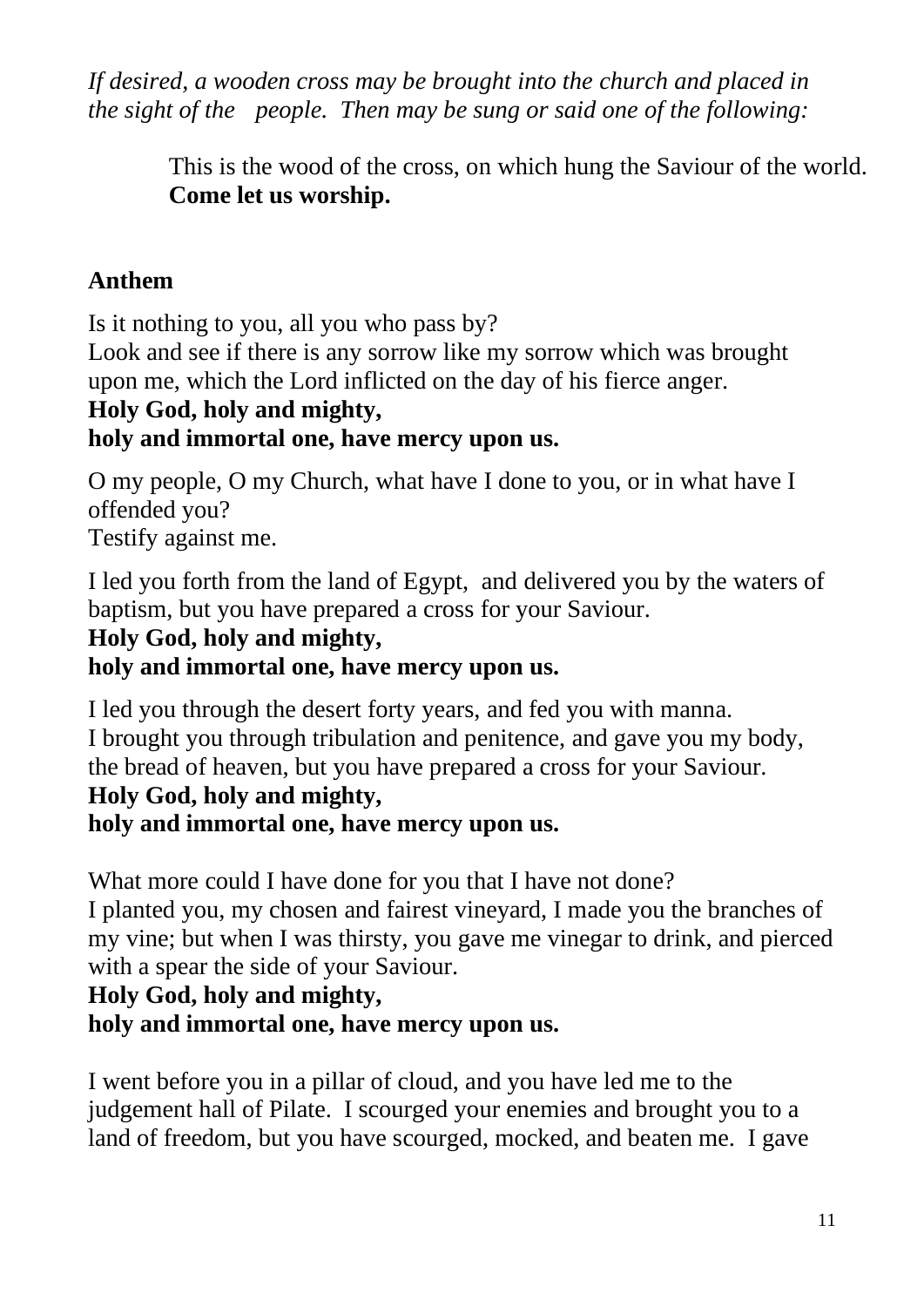*If desired, a wooden cross may be brought into the church and placed in the sight of the people. Then may be sung or said one of the following:*

> This is the wood of the cross, on which hung the Saviour of the world.
> **Come let us worship.**

**Anthem**

Is it nothing to you, all you who pass by?
Look and see if there is any sorrow like my sorrow which was brought upon me, which the Lord inflicted on the day of his fierce anger.
**Holy God, holy and mighty,**
**holy and immortal one, have mercy upon us.**

O my people, O my Church, what have I done to you, or in what have I offended you?
Testify against me.

I led you forth from the land of Egypt, and delivered you by the waters of baptism, but you have prepared a cross for your Saviour.
**Holy God, holy and mighty,**
**holy and immortal one, have mercy upon us.**

I led you through the desert forty years, and fed you with manna.
I brought you through tribulation and penitence, and gave you my body, the bread of heaven, but you have prepared a cross for your Saviour.
**Holy God, holy and mighty,**
**holy and immortal one, have mercy upon us.**

What more could I have done for you that I have not done?
I planted you, my chosen and fairest vineyard, I made you the branches of my vine; but when I was thirsty, you gave me vinegar to drink, and pierced with a spear the side of your Saviour.
**Holy God, holy and mighty,**
**holy and immortal one, have mercy upon us.**

I went before you in a pillar of cloud, and you have led me to the judgement hall of Pilate. I scourged your enemies and brought you to a land of freedom, but you have scourged, mocked, and beaten me. I gave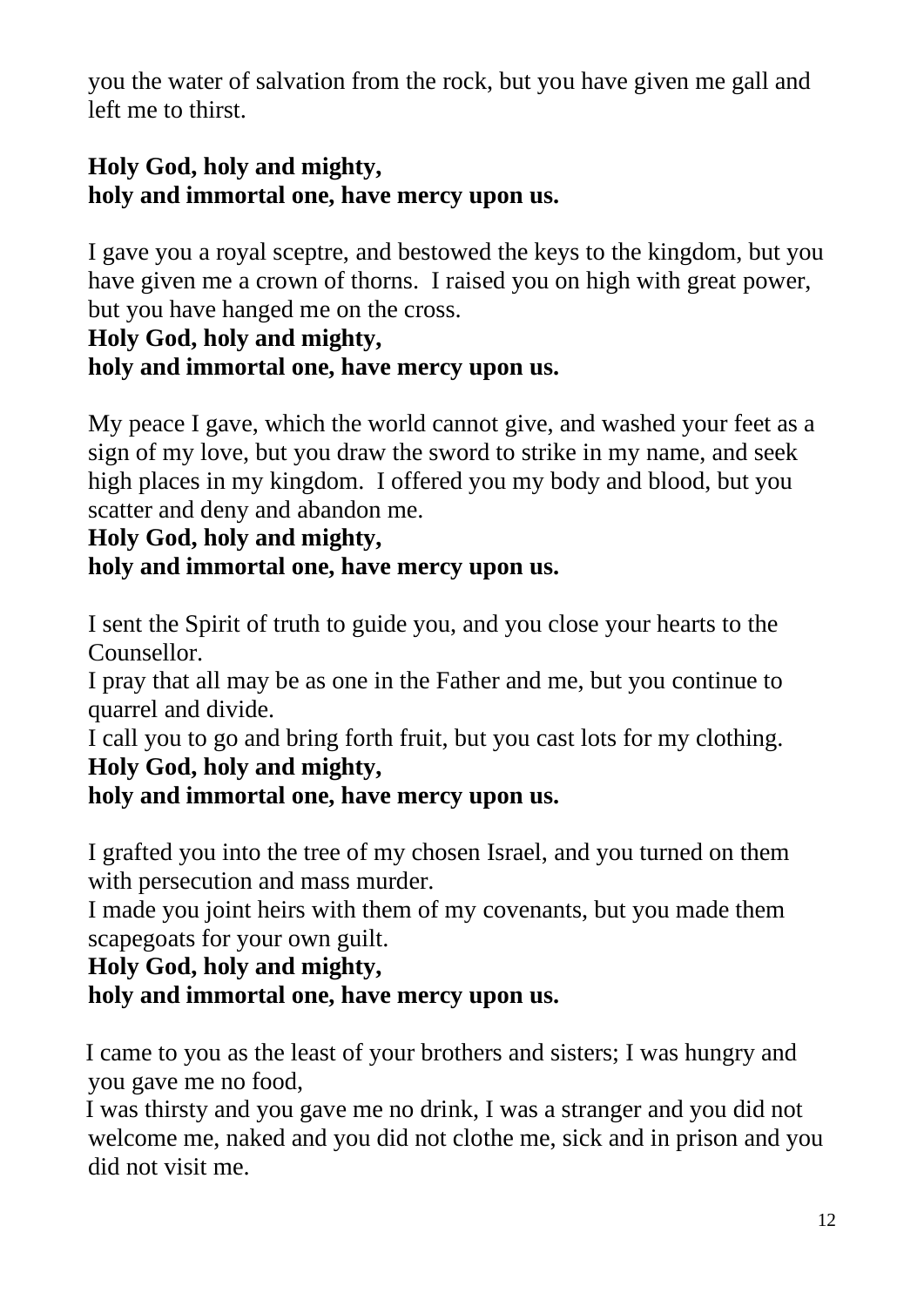you the water of salvation from the rock, but you have given me gall and left me to thirst.

**Holy God, holy and mighty,**
**holy and immortal one, have mercy upon us.**

I gave you a royal sceptre, and bestowed the keys to the kingdom, but you have given me a crown of thorns. I raised you on high with great power, but you have hanged me on the cross.
**Holy God, holy and mighty,**
**holy and immortal one, have mercy upon us.**

My peace I gave, which the world cannot give, and washed your feet as a sign of my love, but you draw the sword to strike in my name, and seek high places in my kingdom. I offered you my body and blood, but you scatter and deny and abandon me.
**Holy God, holy and mighty,**
**holy and immortal one, have mercy upon us.**

I sent the Spirit of truth to guide you, and you close your hearts to the Counsellor.
I pray that all may be as one in the Father and me, but you continue to quarrel and divide.
I call you to go and bring forth fruit, but you cast lots for my clothing.
**Holy God, holy and mighty,**
**holy and immortal one, have mercy upon us.**

I grafted you into the tree of my chosen Israel, and you turned on them with persecution and mass murder.
I made you joint heirs with them of my covenants, but you made them scapegoats for your own guilt.
**Holy God, holy and mighty,**
**holy and immortal one, have mercy upon us.**

I came to you as the least of your brothers and sisters; I was hungry and you gave me no food,
I was thirsty and you gave me no drink, I was a stranger and you did not welcome me, naked and you did not clothe me, sick and in prison and you did not visit me.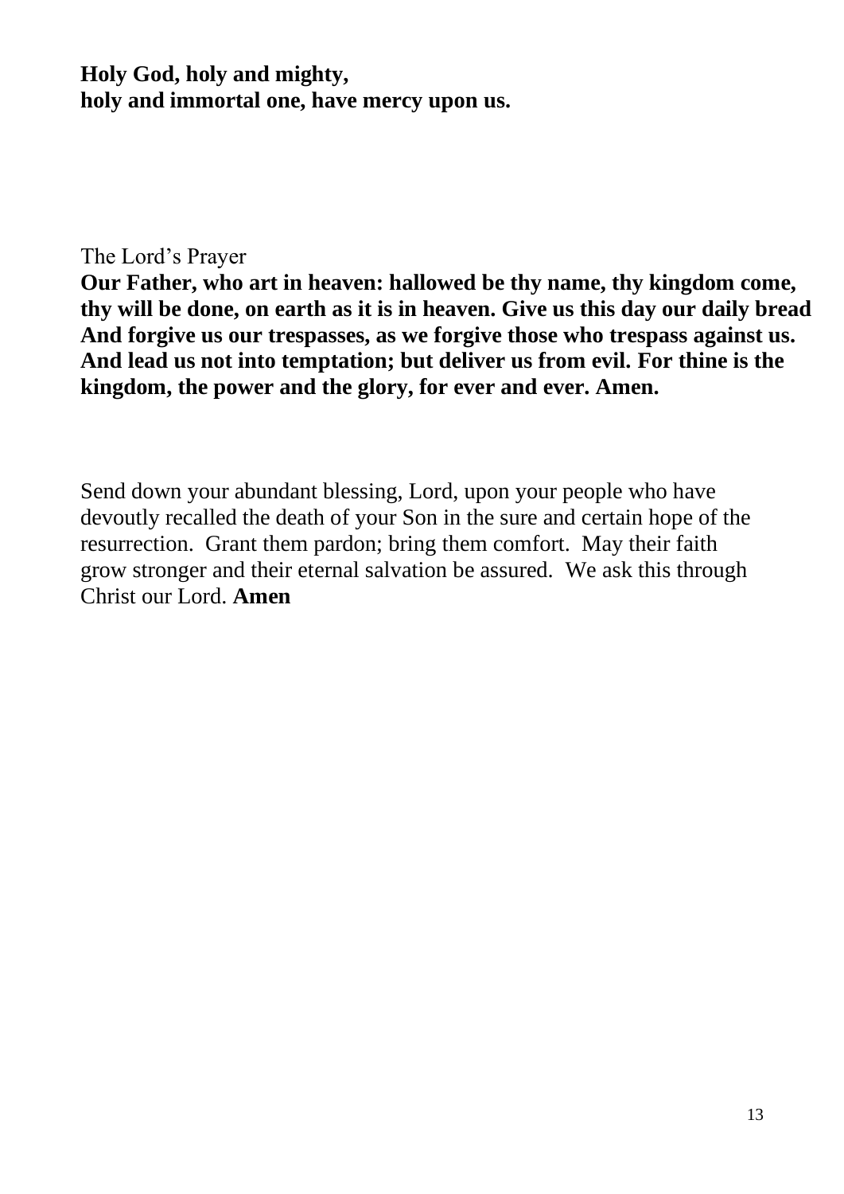**Holy God, holy and mighty,**
**holy and immortal one, have mercy upon us.**

The Lord's Prayer

**Our Father, who art in heaven: hallowed be thy name, thy kingdom come, thy will be done, on earth as it is in heaven. Give us this day our daily bread And forgive us our trespasses, as we forgive those who trespass against us. And lead us not into temptation; but deliver us from evil. For thine is the kingdom, the power and the glory, for ever and ever. Amen.**

Send down your abundant blessing, Lord, upon your people who have devoutly recalled the death of your Son in the sure and certain hope of the resurrection.  Grant them pardon; bring them comfort.  May their faith grow stronger and their eternal salvation be assured.  We ask this through Christ our Lord. **Amen**